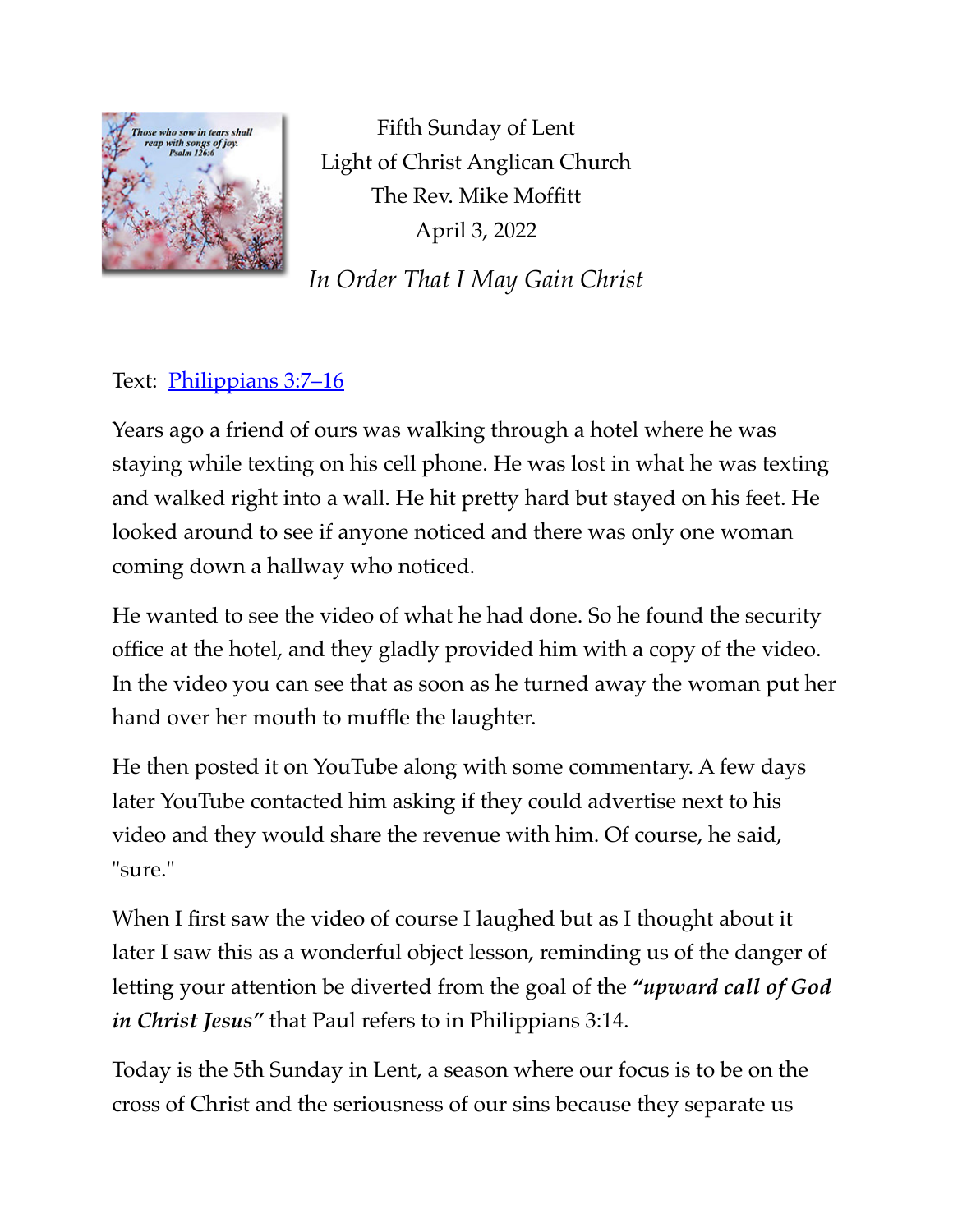Fifth Sunday of Lent

Light of Christ Anglican Church

The Rev. Mike Moffitt

April 3, 2022

*In Order That I May Gain Christ*

Text: [Philippians 3:7–16]

Years ago a friend of ours was walking through a hotel where he was staying while texting on his cell phone. He was lost in what he was texting and walked right into a wall. He hit pretty hard but stayed on his feet. He looked around to see if anyone noticed and there was only one woman coming down a hallway who noticed.

He wanted to see the video of what he had done. So he found the security office at the hotel, and they gladly provided him with a copy of the video. In the video you can see that as soon as he turned away the woman put her hand over her mouth to muffle the laughter.

He then posted it on YouTube along with some commentary. A few days later YouTube contacted him asking if they could advertise next to his video and they would share the revenue with him. Of course, he said, "sure."

When I first saw the video of course I laughed but as I thought about it later I saw this as a wonderful object lesson, reminding us of the danger of letting your attention be diverted from the goal of the ***"upward call of God in Christ Jesus"*** that Paul refers to in Philippians 3:14.

Today is the 5th Sunday in Lent, a season where our focus is to be on the cross of Christ and the seriousness of our sins because they separate us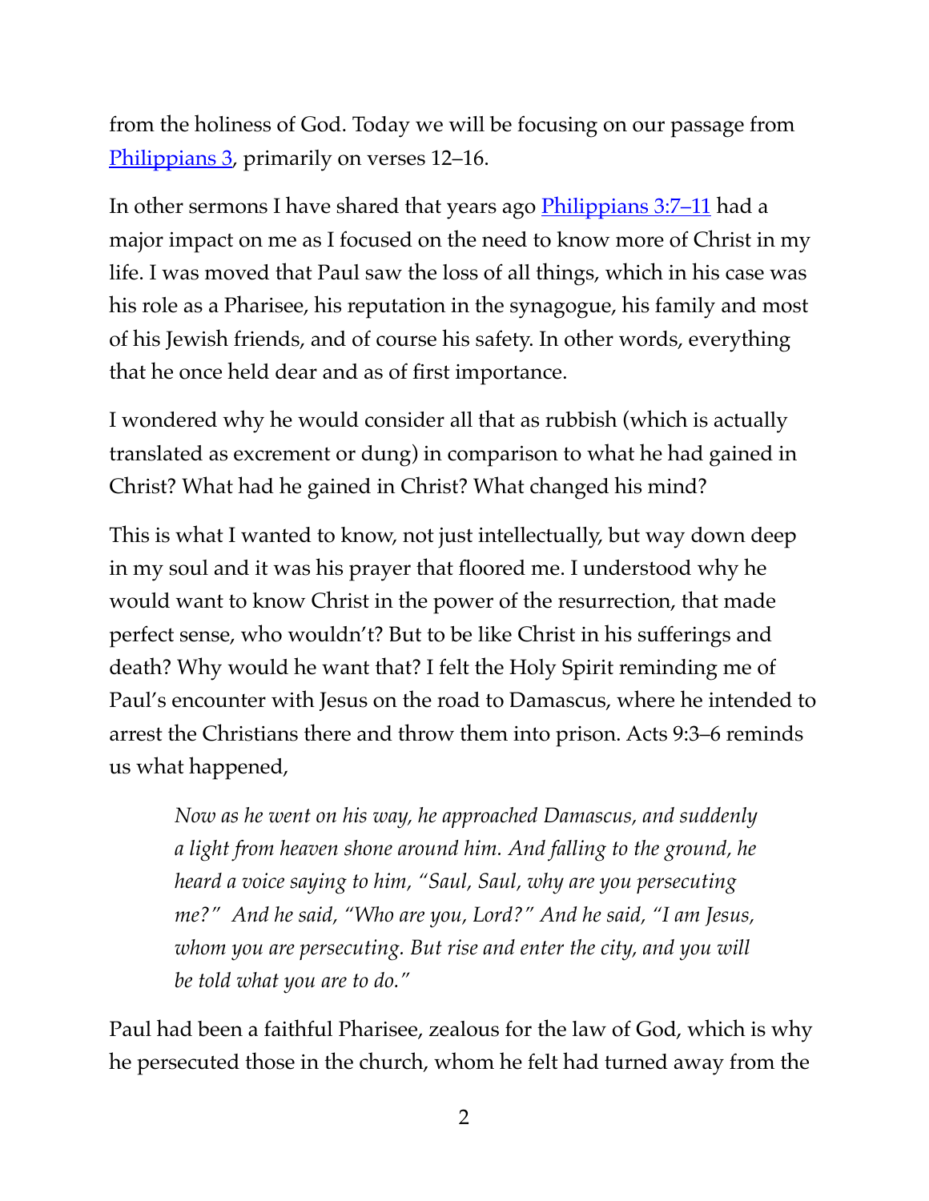from the holiness of God. Today we will be focusing on our passage from [Philippians 3](), primarily on verses 12–16.

In other sermons I have shared that years ago [Philippians 3:7–11]() had a major impact on me as I focused on the need to know more of Christ in my life. I was moved that Paul saw the loss of all things, which in his case was his role as a Pharisee, his reputation in the synagogue, his family and most of his Jewish friends, and of course his safety. In other words, everything that he once held dear and as of first importance.

I wondered why he would consider all that as rubbish (which is actually translated as excrement or dung) in comparison to what he had gained in Christ? What had he gained in Christ? What changed his mind?

This is what I wanted to know, not just intellectually, but way down deep in my soul and it was his prayer that floored me. I understood why he would want to know Christ in the power of the resurrection, that made perfect sense, who wouldn't? But to be like Christ in his sufferings and death? Why would he want that? I felt the Holy Spirit reminding me of Paul's encounter with Jesus on the road to Damascus, where he intended to arrest the Christians there and throw them into prison. Acts 9:3–6 reminds us what happened,

> *Now as he went on his way, he approached Damascus, and suddenly a light from heaven shone around him. And falling to the ground, he heard a voice saying to him, "Saul, Saul, why are you persecuting me?" And he said, "Who are you, Lord?" And he said, "I am Jesus, whom you are persecuting. But rise and enter the city, and you will be told what you are to do."*

Paul had been a faithful Pharisee, zealous for the law of God, which is why he persecuted those in the church, whom he felt had turned away from the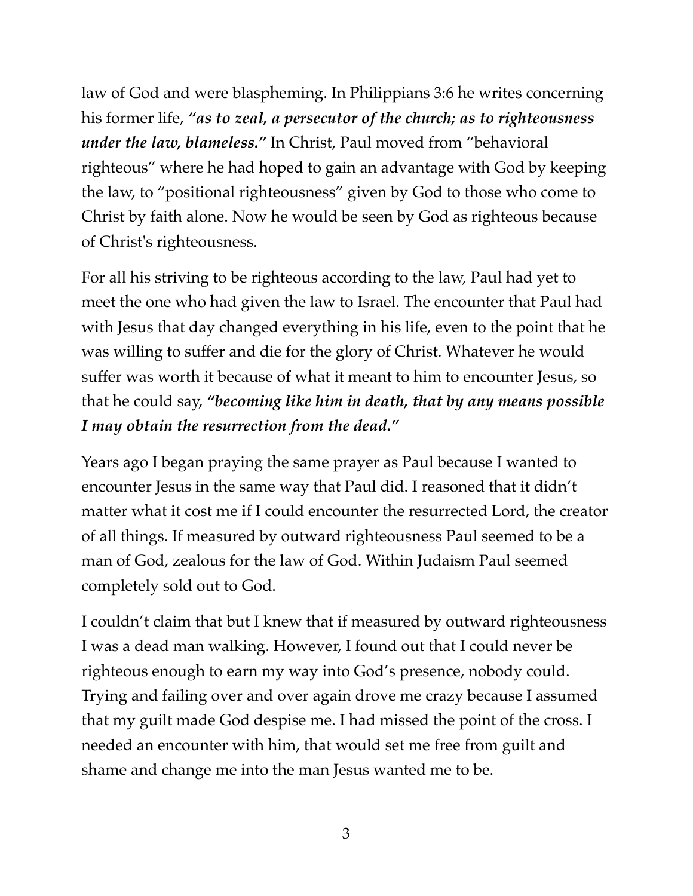law of God and were blaspheming. In Philippians 3:6 he writes concerning his former life, ***"as to zeal, a persecutor of the church; as to righteousness under the law, blameless."*** In Christ, Paul moved from "behavioral righteous" where he had hoped to gain an advantage with God by keeping the law, to "positional righteousness" given by God to those who come to Christ by faith alone. Now he would be seen by God as righteous because of Christ's righteousness.

For all his striving to be righteous according to the law, Paul had yet to meet the one who had given the law to Israel. The encounter that Paul had with Jesus that day changed everything in his life, even to the point that he was willing to suffer and die for the glory of Christ. Whatever he would suffer was worth it because of what it meant to him to encounter Jesus, so that he could say, ***"becoming like him in death, that by any means possible I may obtain the resurrection from the dead."***

Years ago I began praying the same prayer as Paul because I wanted to encounter Jesus in the same way that Paul did. I reasoned that it didn't matter what it cost me if I could encounter the resurrected Lord, the creator of all things. If measured by outward righteousness Paul seemed to be a man of God, zealous for the law of God. Within Judaism Paul seemed completely sold out to God.

I couldn't claim that but I knew that if measured by outward righteousness I was a dead man walking. However, I found out that I could never be righteous enough to earn my way into God's presence, nobody could. Trying and failing over and over again drove me crazy because I assumed that my guilt made God despise me. I had missed the point of the cross. I needed an encounter with him, that would set me free from guilt and shame and change me into the man Jesus wanted me to be.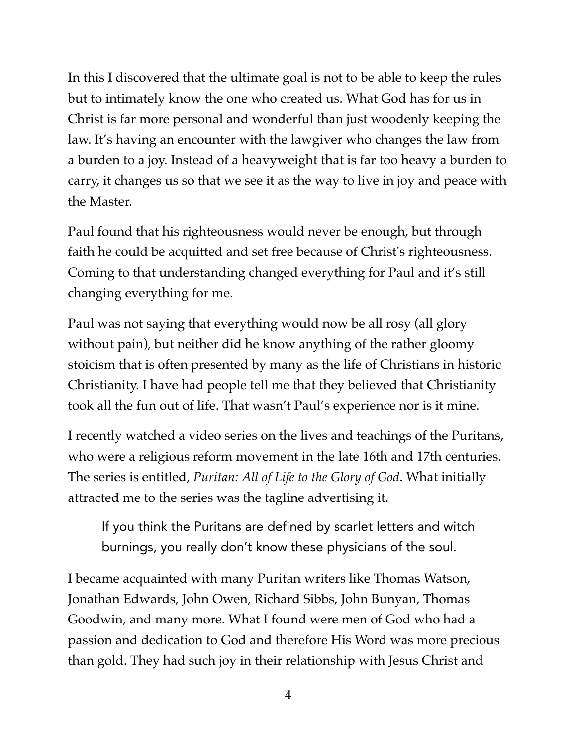In this I discovered that the ultimate goal is not to be able to keep the rules but to intimately know the one who created us. What God has for us in Christ is far more personal and wonderful than just woodenly keeping the law. It's having an encounter with the lawgiver who changes the law from a burden to a joy. Instead of a heavyweight that is far too heavy a burden to carry, it changes us so that we see it as the way to live in joy and peace with the Master.

Paul found that his righteousness would never be enough, but through faith he could be acquitted and set free because of Christ's righteousness. Coming to that understanding changed everything for Paul and it's still changing everything for me.

Paul was not saying that everything would now be all rosy (all glory without pain), but neither did he know anything of the rather gloomy stoicism that is often presented by many as the life of Christians in historic Christianity. I have had people tell me that they believed that Christianity took all the fun out of life. That wasn't Paul's experience nor is it mine.

I recently watched a video series on the lives and teachings of the Puritans, who were a religious reform movement in the late 16th and 17th centuries. The series is entitled, *Puritan: All of Life to the Glory of God*. What initially attracted me to the series was the tagline advertising it.

> If you think the Puritans are defined by scarlet letters and witch burnings, you really don't know these physicians of the soul.

I became acquainted with many Puritan writers like Thomas Watson, Jonathan Edwards, John Owen, Richard Sibbs, John Bunyan, Thomas Goodwin, and many more. What I found were men of God who had a passion and dedication to God and therefore His Word was more precious than gold. They had such joy in their relationship with Jesus Christ and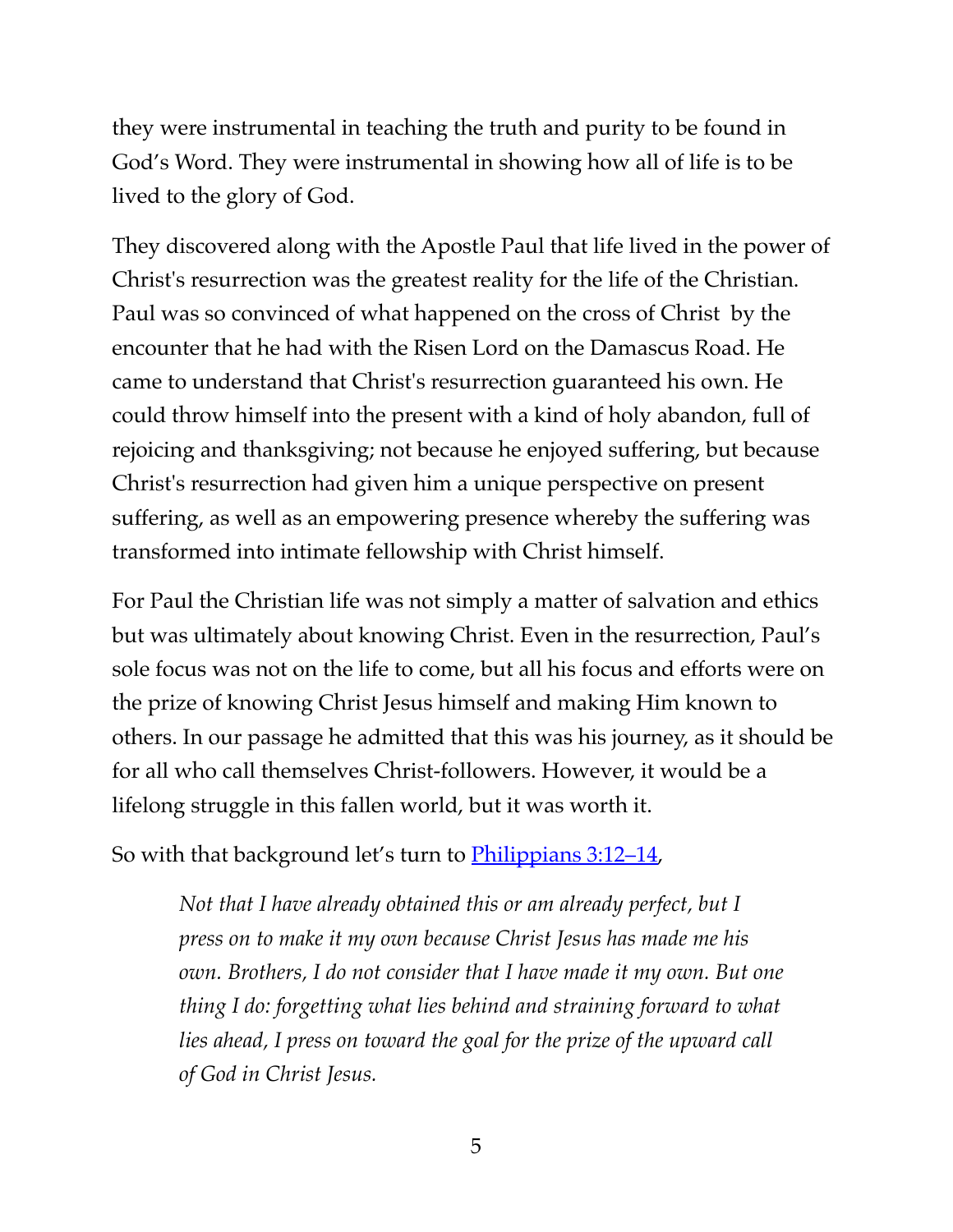they were instrumental in teaching the truth and purity to be found in God's Word. They were instrumental in showing how all of life is to be lived to the glory of God.

They discovered along with the Apostle Paul that life lived in the power of Christ's resurrection was the greatest reality for the life of the Christian. Paul was so convinced of what happened on the cross of Christ by the encounter that he had with the Risen Lord on the Damascus Road. He came to understand that Christ's resurrection guaranteed his own. He could throw himself into the present with a kind of holy abandon, full of rejoicing and thanksgiving; not because he enjoyed suffering, but because Christ's resurrection had given him a unique perspective on present suffering, as well as an empowering presence whereby the suffering was transformed into intimate fellowship with Christ himself.

For Paul the Christian life was not simply a matter of salvation and ethics but was ultimately about knowing Christ. Even in the resurrection, Paul's sole focus was not on the life to come, but all his focus and efforts were on the prize of knowing Christ Jesus himself and making Him known to others. In our passage he admitted that this was his journey, as it should be for all who call themselves Christ-followers. However, it would be a lifelong struggle in this fallen world, but it was worth it.

So with that background let's turn to Philippians 3:12–14,

> *Not that I have already obtained this or am already perfect, but I press on to make it my own because Christ Jesus has made me his own. Brothers, I do not consider that I have made it my own. But one thing I do: forgetting what lies behind and straining forward to what lies ahead, I press on toward the goal for the prize of the upward call of God in Christ Jesus.*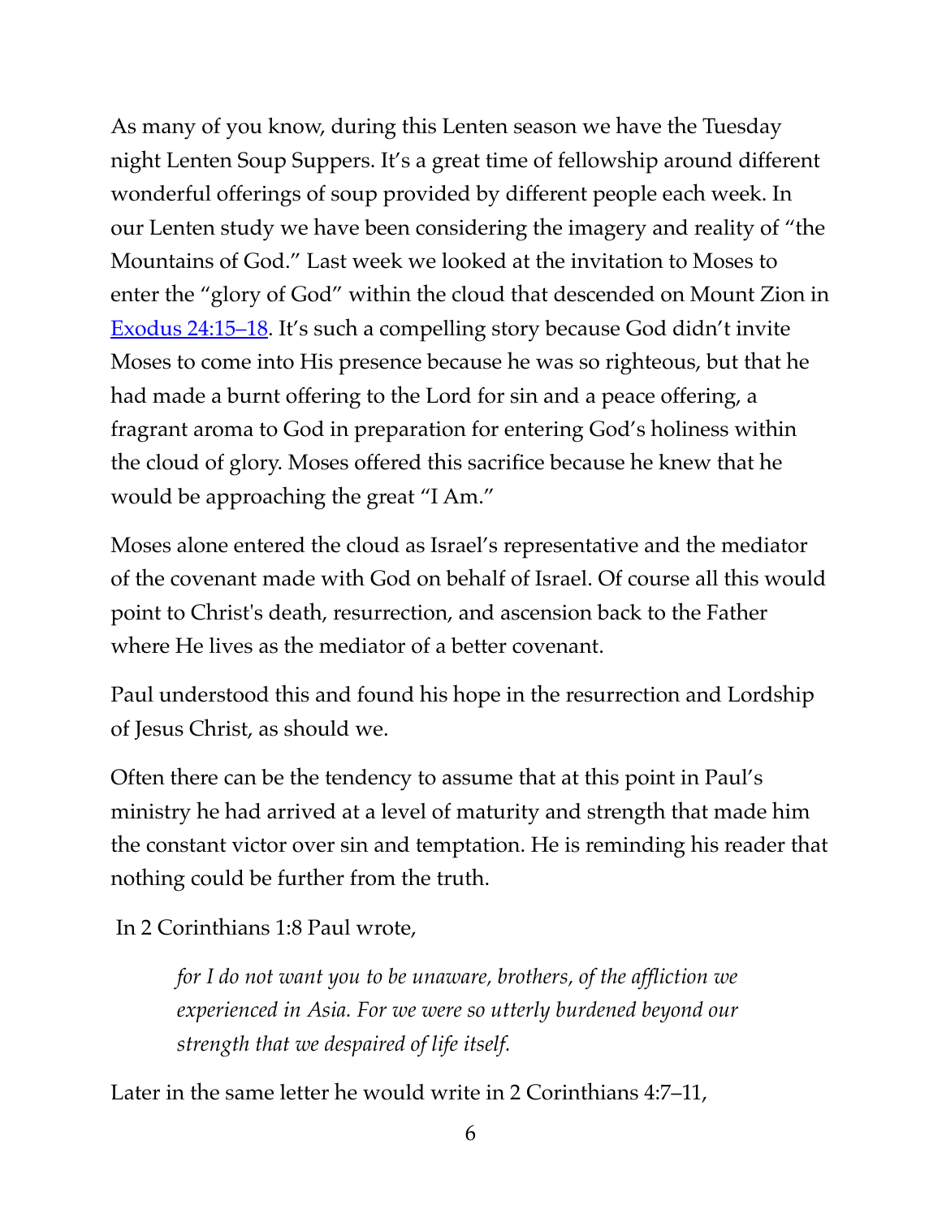As many of you know, during this Lenten season we have the Tuesday night Lenten Soup Suppers. It's a great time of fellowship around different wonderful offerings of soup provided by different people each week. In our Lenten study we have been considering the imagery and reality of "the Mountains of God." Last week we looked at the invitation to Moses to enter the "glory of God" within the cloud that descended on Mount Zion in Exodus 24:15–18. It's such a compelling story because God didn't invite Moses to come into His presence because he was so righteous, but that he had made a burnt offering to the Lord for sin and a peace offering, a fragrant aroma to God in preparation for entering God's holiness within the cloud of glory. Moses offered this sacrifice because he knew that he would be approaching the great "I Am."

Moses alone entered the cloud as Israel's representative and the mediator of the covenant made with God on behalf of Israel. Of course all this would point to Christ's death, resurrection, and ascension back to the Father where He lives as the mediator of a better covenant.

Paul understood this and found his hope in the resurrection and Lordship of Jesus Christ, as should we.

Often there can be the tendency to assume that at this point in Paul's ministry he had arrived at a level of maturity and strength that made him the constant victor over sin and temptation. He is reminding his reader that nothing could be further from the truth.

In 2 Corinthians 1:8 Paul wrote,

> *for I do not want you to be unaware, brothers, of the affliction we experienced in Asia. For we were so utterly burdened beyond our strength that we despaired of life itself.*

Later in the same letter he would write in 2 Corinthians 4:7–11,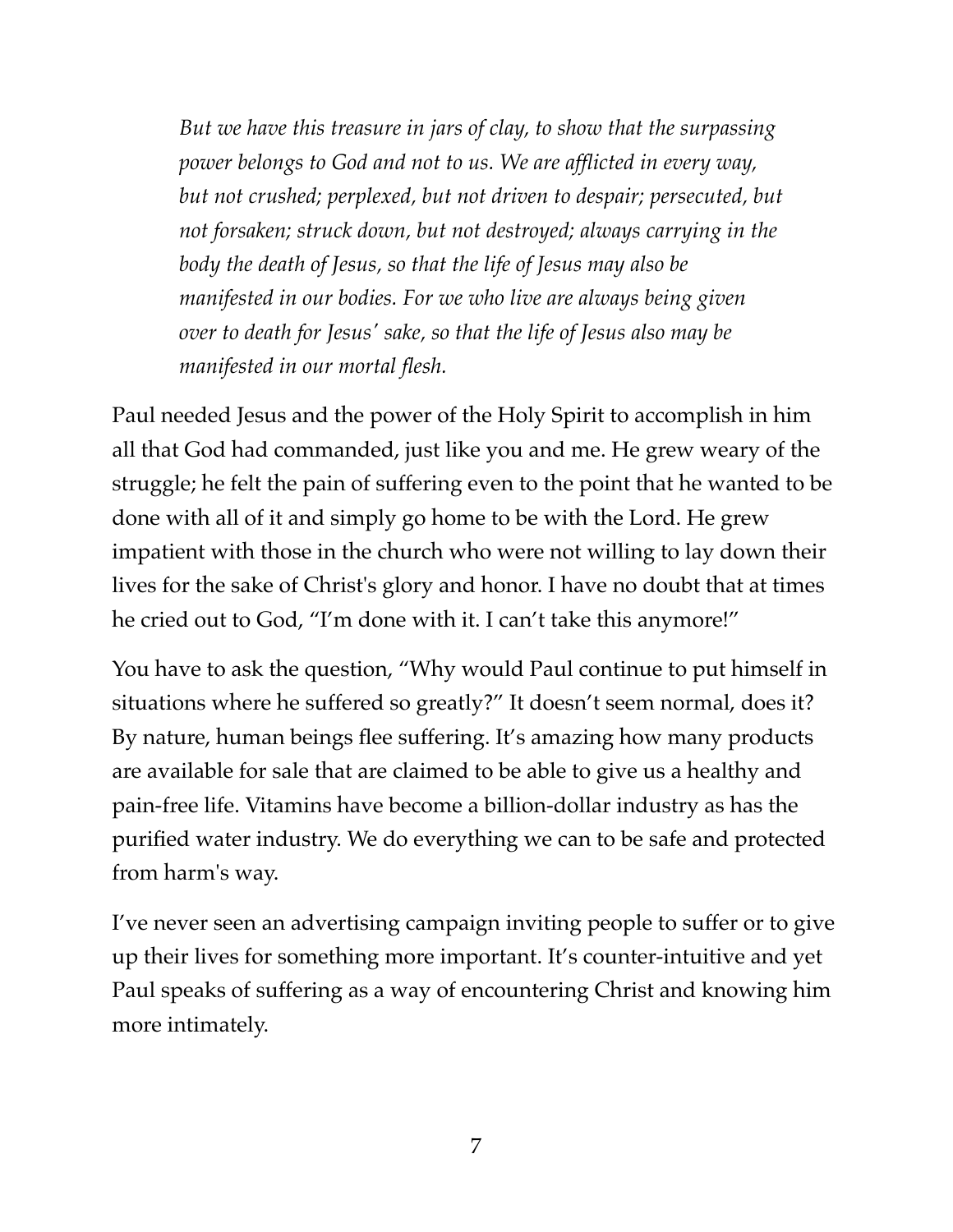> *But we have this treasure in jars of clay, to show that the surpassing power belongs to God and not to us. We are afflicted in every way, but not crushed; perplexed, but not driven to despair; persecuted, but not forsaken; struck down, but not destroyed; always carrying in the body the death of Jesus, so that the life of Jesus may also be manifested in our bodies. For we who live are always being given over to death for Jesus' sake, so that the life of Jesus also may be manifested in our mortal flesh.*

Paul needed Jesus and the power of the Holy Spirit to accomplish in him all that God had commanded, just like you and me. He grew weary of the struggle; he felt the pain of suffering even to the point that he wanted to be done with all of it and simply go home to be with the Lord. He grew impatient with those in the church who were not willing to lay down their lives for the sake of Christ's glory and honor. I have no doubt that at times he cried out to God, "I'm done with it. I can't take this anymore!"

You have to ask the question, "Why would Paul continue to put himself in situations where he suffered so greatly?" It doesn't seem normal, does it? By nature, human beings flee suffering. It's amazing how many products are available for sale that are claimed to be able to give us a healthy and pain-free life. Vitamins have become a billion-dollar industry as has the purified water industry. We do everything we can to be safe and protected from harm's way.

I've never seen an advertising campaign inviting people to suffer or to give up their lives for something more important. It's counter-intuitive and yet Paul speaks of suffering as a way of encountering Christ and knowing him more intimately.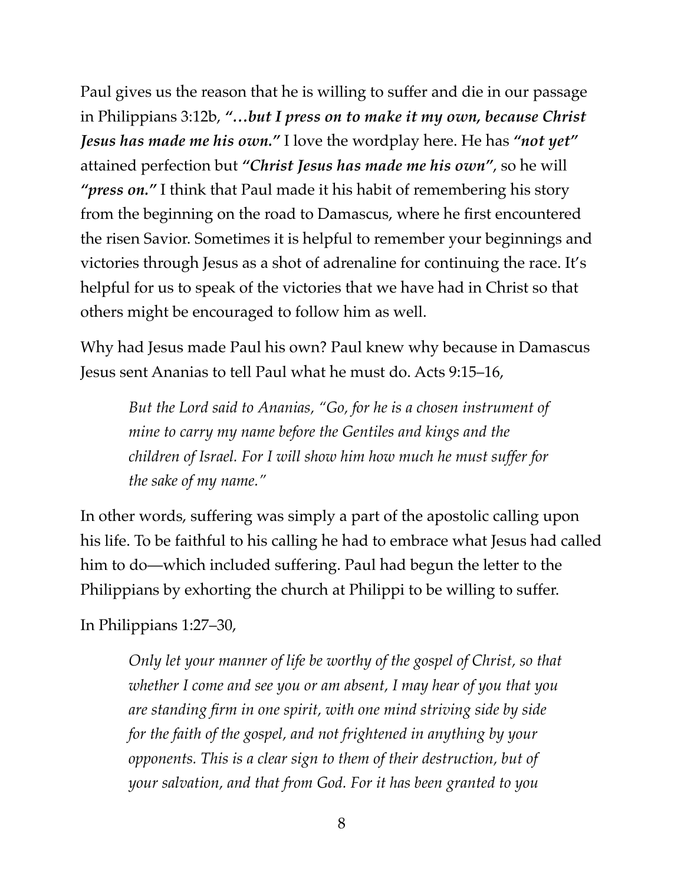Paul gives us the reason that he is willing to suffer and die in our passage in Philippians 3:12b, ***"…but I press on to make it my own, because Christ Jesus has made me his own."*** I love the wordplay here. He has ***"not yet"*** attained perfection but ***"Christ Jesus has made me his own"***, so he will ***"press on."*** I think that Paul made it his habit of remembering his story from the beginning on the road to Damascus, where he first encountered the risen Savior. Sometimes it is helpful to remember your beginnings and victories through Jesus as a shot of adrenaline for continuing the race. It's helpful for us to speak of the victories that we have had in Christ so that others might be encouraged to follow him as well.

Why had Jesus made Paul his own? Paul knew why because in Damascus Jesus sent Ananias to tell Paul what he must do. Acts 9:15–16,

> *But the Lord said to Ananias, "Go, for he is a chosen instrument of mine to carry my name before the Gentiles and kings and the children of Israel. For I will show him how much he must suffer for the sake of my name."*

In other words, suffering was simply a part of the apostolic calling upon his life. To be faithful to his calling he had to embrace what Jesus had called him to do—which included suffering. Paul had begun the letter to the Philippians by exhorting the church at Philippi to be willing to suffer.

In Philippians 1:27–30,

> *Only let your manner of life be worthy of the gospel of Christ, so that whether I come and see you or am absent, I may hear of you that you are standing firm in one spirit, with one mind striving side by side for the faith of the gospel, and not frightened in anything by your opponents. This is a clear sign to them of their destruction, but of your salvation, and that from God. For it has been granted to you*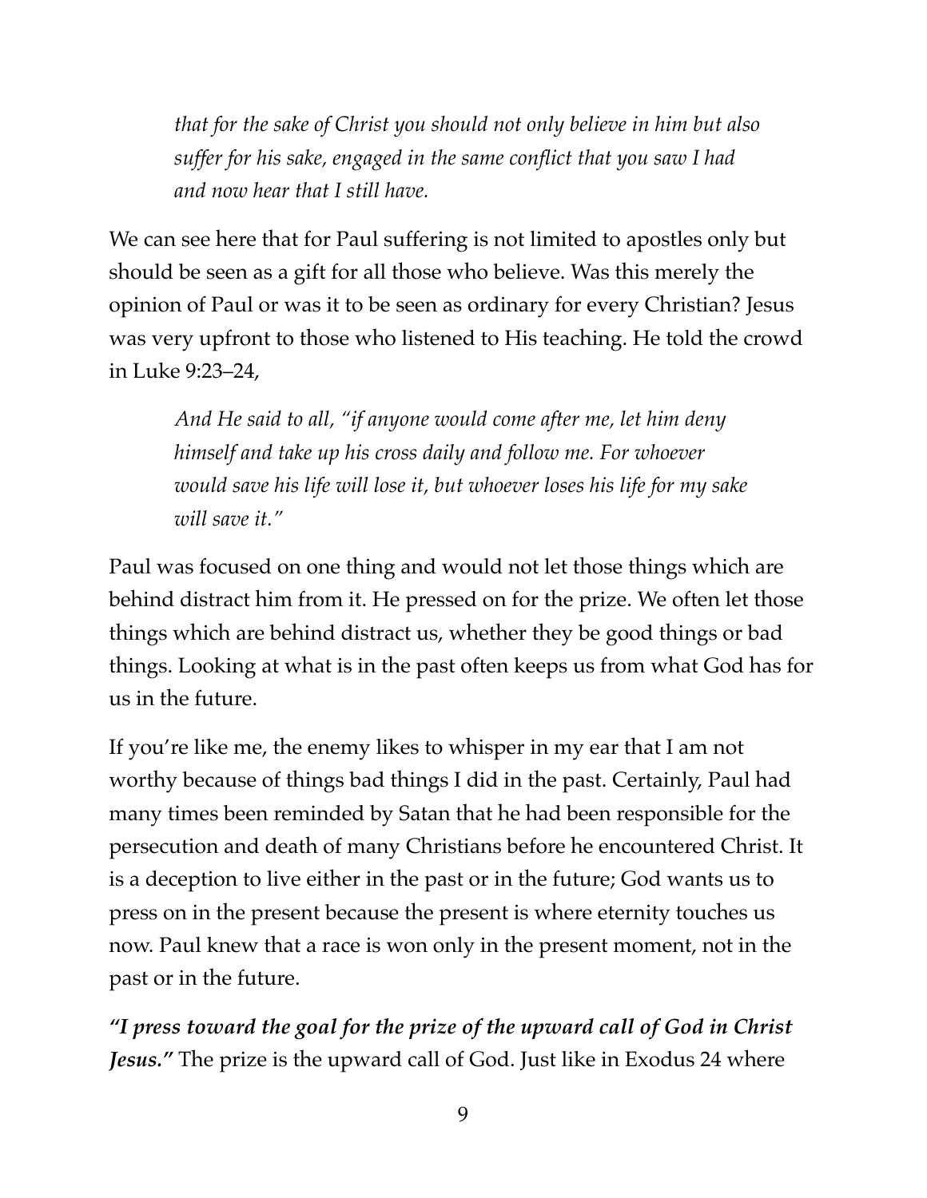> *that for the sake of Christ you should not only believe in him but also suffer for his sake, engaged in the same conflict that you saw I had and now hear that I still have.*

We can see here that for Paul suffering is not limited to apostles only but should be seen as a gift for all those who believe. Was this merely the opinion of Paul or was it to be seen as ordinary for every Christian? Jesus was very upfront to those who listened to His teaching. He told the crowd in Luke 9:23–24,

> *And He said to all, "if anyone would come after me, let him deny himself and take up his cross daily and follow me. For whoever would save his life will lose it, but whoever loses his life for my sake will save it."*

Paul was focused on one thing and would not let those things which are behind distract him from it. He pressed on for the prize. We often let those things which are behind distract us, whether they be good things or bad things. Looking at what is in the past often keeps us from what God has for us in the future.

If you're like me, the enemy likes to whisper in my ear that I am not worthy because of things bad things I did in the past. Certainly, Paul had many times been reminded by Satan that he had been responsible for the persecution and death of many Christians before he encountered Christ. It is a deception to live either in the past or in the future; God wants us to press on in the present because the present is where eternity touches us now. Paul knew that a race is won only in the present moment, not in the past or in the future.

***"I press toward the goal for the prize of the upward call of God in Christ Jesus."*** The prize is the upward call of God. Just like in Exodus 24 where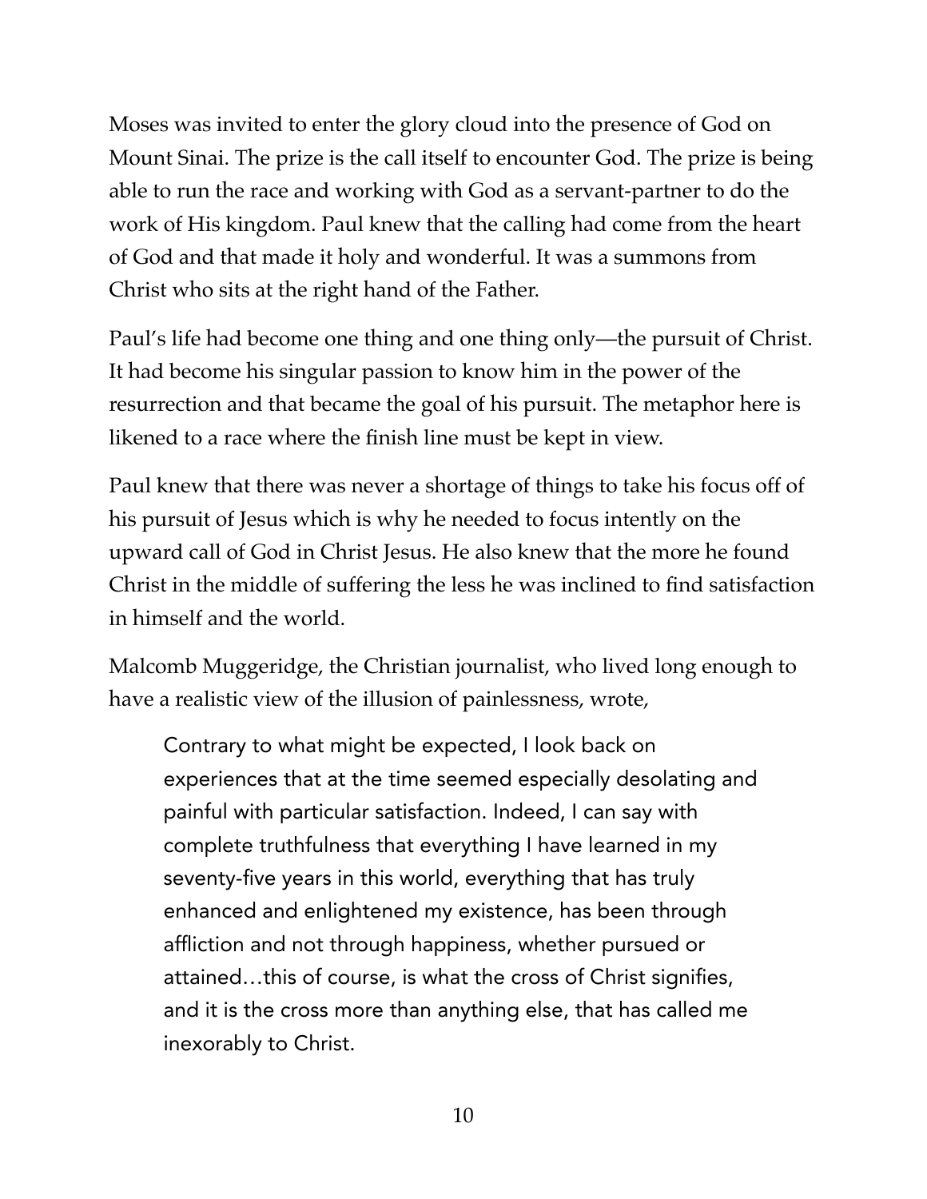Moses was invited to enter the glory cloud into the presence of God on Mount Sinai. The prize is the call itself to encounter God. The prize is being able to run the race and working with God as a servant-partner to do the work of His kingdom. Paul knew that the calling had come from the heart of God and that made it holy and wonderful. It was a summons from Christ who sits at the right hand of the Father.

Paul's life had become one thing and one thing only—the pursuit of Christ. It had become his singular passion to know him in the power of the resurrection and that became the goal of his pursuit. The metaphor here is likened to a race where the finish line must be kept in view.

Paul knew that there was never a shortage of things to take his focus off of his pursuit of Jesus which is why he needed to focus intently on the upward call of God in Christ Jesus. He also knew that the more he found Christ in the middle of suffering the less he was inclined to find satisfaction in himself and the world.

Malcomb Muggeridge, the Christian journalist, who lived long enough to have a realistic view of the illusion of painlessness, wrote,

> Contrary to what might be expected, I look back on experiences that at the time seemed especially desolating and painful with particular satisfaction. Indeed, I can say with complete truthfulness that everything I have learned in my seventy-five years in this world, everything that has truly enhanced and enlightened my existence, has been through affliction and not through happiness, whether pursued or attained…this of course, is what the cross of Christ signifies, and it is the cross more than anything else, that has called me inexorably to Christ.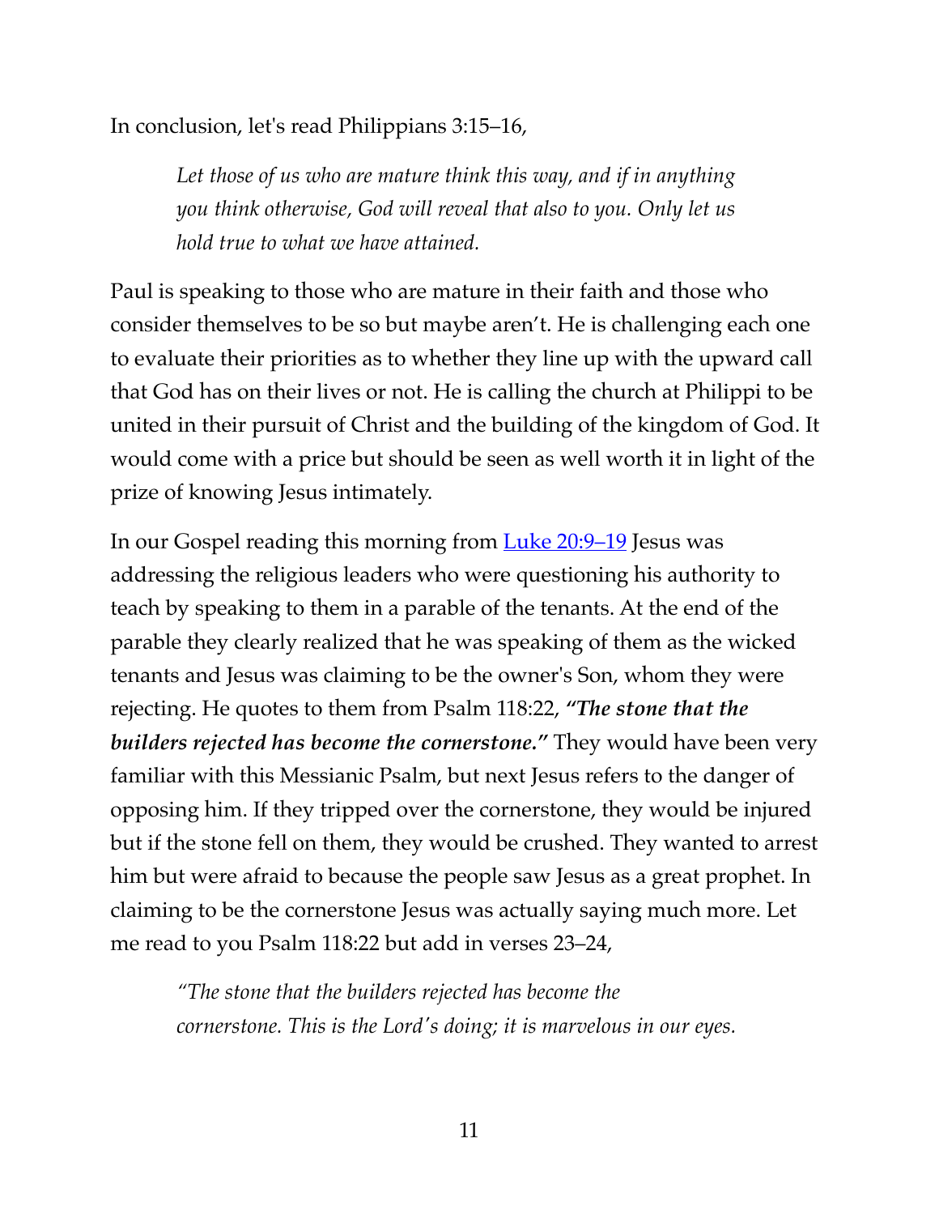In conclusion, let's read Philippians 3:15–16,

> *Let those of us who are mature think this way, and if in anything you think otherwise, God will reveal that also to you. Only let us hold true to what we have attained.*

Paul is speaking to those who are mature in their faith and those who consider themselves to be so but maybe aren't. He is challenging each one to evaluate their priorities as to whether they line up with the upward call that God has on their lives or not. He is calling the church at Philippi to be united in their pursuit of Christ and the building of the kingdom of God. It would come with a price but should be seen as well worth it in light of the prize of knowing Jesus intimately.

In our Gospel reading this morning from Luke 20:9–19 Jesus was addressing the religious leaders who were questioning his authority to teach by speaking to them in a parable of the tenants. At the end of the parable they clearly realized that he was speaking of them as the wicked tenants and Jesus was claiming to be the owner's Son, whom they were rejecting. He quotes to them from Psalm 118:22, ***"The stone that the builders rejected has become the cornerstone."*** They would have been very familiar with this Messianic Psalm, but next Jesus refers to the danger of opposing him. If they tripped over the cornerstone, they would be injured but if the stone fell on them, they would be crushed. They wanted to arrest him but were afraid to because the people saw Jesus as a great prophet. In claiming to be the cornerstone Jesus was actually saying much more. Let me read to you Psalm 118:22 but add in verses 23–24,

> *"The stone that the builders rejected has become the cornerstone. This is the Lord's doing; it is marvelous in our eyes.*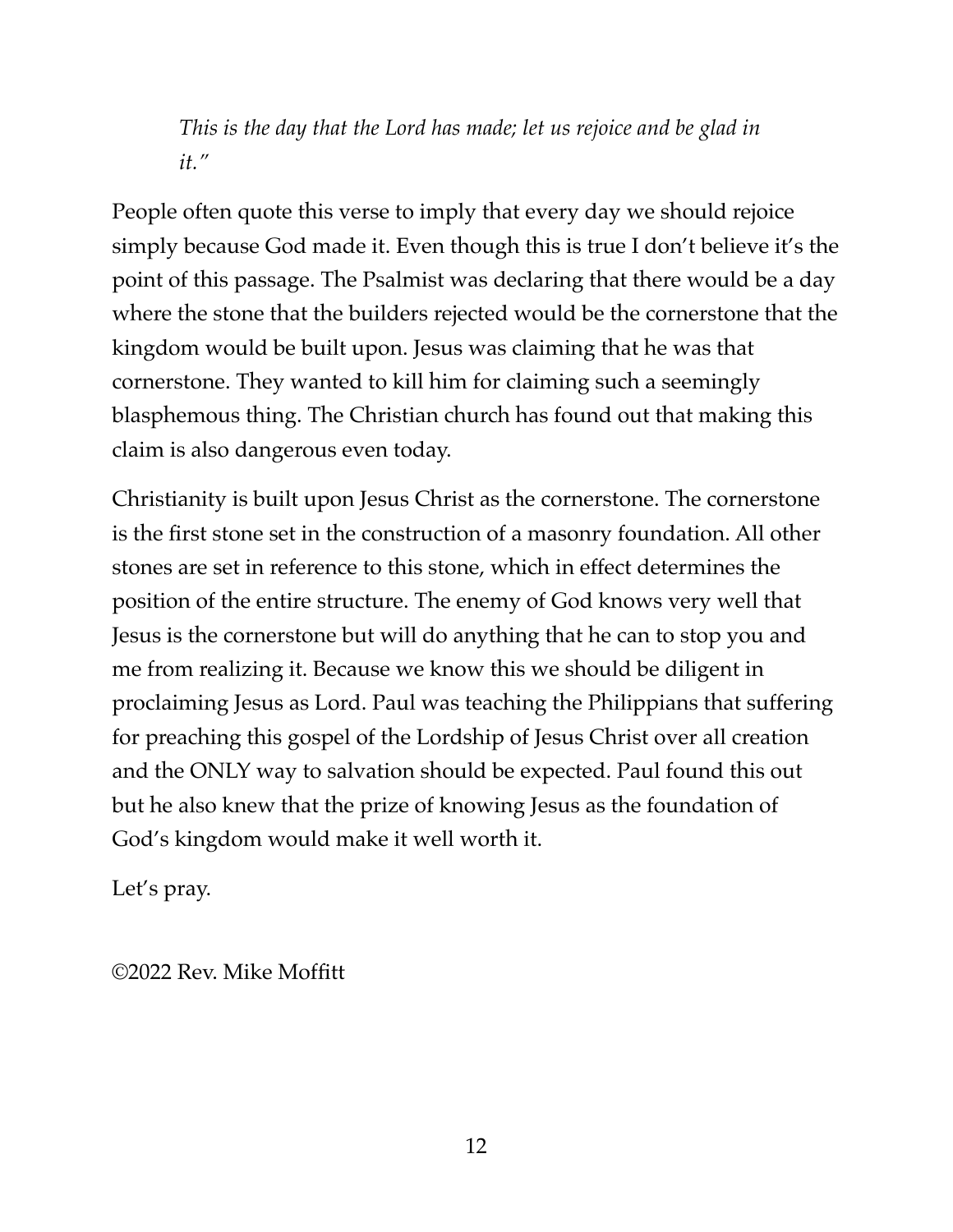*This is the day that the Lord has made; let us rejoice and be glad in it."*

People often quote this verse to imply that every day we should rejoice simply because God made it. Even though this is true I don't believe it's the point of this passage. The Psalmist was declaring that there would be a day where the stone that the builders rejected would be the cornerstone that the kingdom would be built upon. Jesus was claiming that he was that cornerstone. They wanted to kill him for claiming such a seemingly blasphemous thing. The Christian church has found out that making this claim is also dangerous even today.

Christianity is built upon Jesus Christ as the cornerstone. The cornerstone is the first stone set in the construction of a masonry foundation. All other stones are set in reference to this stone, which in effect determines the position of the entire structure. The enemy of God knows very well that Jesus is the cornerstone but will do anything that he can to stop you and me from realizing it. Because we know this we should be diligent in proclaiming Jesus as Lord. Paul was teaching the Philippians that suffering for preaching this gospel of the Lordship of Jesus Christ over all creation and the ONLY way to salvation should be expected. Paul found this out but he also knew that the prize of knowing Jesus as the foundation of God's kingdom would make it well worth it.

Let's pray.

©2022 Rev. Mike Moffitt